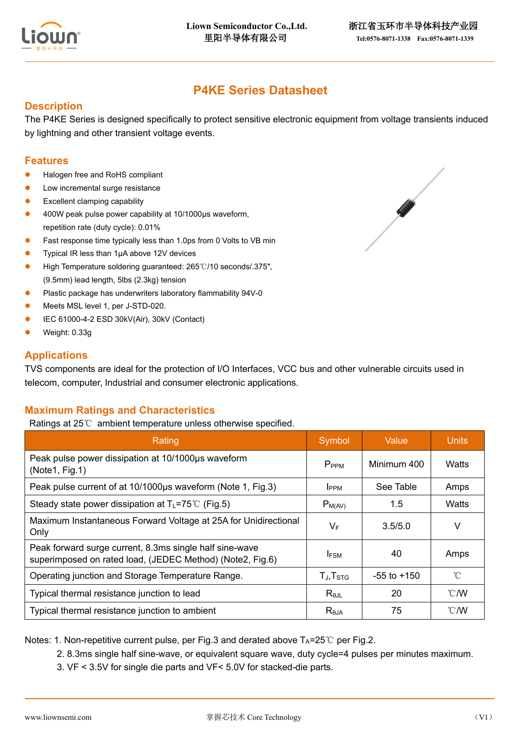# P4KE Series Datasheet

## Description

The P4KE Series is designed specifically to protect sensitive electronic equipment from voltage transients induced by lightning and other transient voltage events.

## Features

- Halogen free and RoHS compliant
- Low incremental surge resistance
- Excellent clamping capability
- 400W peak pulse power capability at 10/1000μs waveform, repetition rate (duty cycle): 0.01%
- Fast response time typically less than 1.0ps from 0 Volts to VB min
- Typical IR less than 1μA above 12V devices
- High Temperature soldering guaranteed: 265℃/10 seconds/.375″, (9.5mm) lead length, 5lbs (2.3kg) tension
- Plastic package has underwriters laboratory flammability 94V-0
- Meets MSL level 1, per J-STD-020.
- IEC 61000-4-2 ESD 30kV(Air), 30kV (Contact)
- Weight: 0.33g

## Applications

TVS components are ideal for the protection of I/O Interfaces, VCC bus and other vulnerable circuits used in telecom, computer, Industrial and consumer electronic applications.

## Maximum Ratings and Characteristics

Ratings at 25℃ ambient temperature unless otherwise specified.

| Rating | Symbol | Value | Units |
|---|---|---|---|
| Peak pulse power dissipation at 10/1000μs waveform (Note1, Fig.1) | $P_{PPM}$ | Minimum 400 | Watts |
| Peak pulse current of at 10/1000μs waveform (Note 1, Fig.3) | $I_{PPM}$ | See Table | Amps |
| Steady state power dissipation at $T_L$=75℃ (Fig.5) | $P_{M(AV)}$ | 1.5 | Watts |
| Maximum Instantaneous Forward Voltage at 25A for Unidirectional Only | $V_F$ | 3.5/5.0 | V |
| Peak forward surge current, 8.3ms single half sine-wave superimposed on rated load, (JEDEC Method) (Note2, Fig.6) | $I_{FSM}$ | 40 | Amps |
| Operating junction and Storage Temperature Range. | $T_J$,$T_{STG}$ | -55 to +150 | ℃ |
| Typical thermal resistance junction to lead | $R_{θJL}$ | 20 | ℃/W |
| Typical thermal resistance junction to ambient | $R_{θJA}$ | 75 | ℃/W |

Notes: 1. Non-repetitive current pulse, per Fig.3 and derated above $T_A$=25℃ per Fig.2.

2. 8.3ms single half sine-wave, or equivalent square wave, duty cycle=4 pulses per minutes maximum.

3. VF < 3.5V for single die parts and VF< 5.0V for stacked-die parts.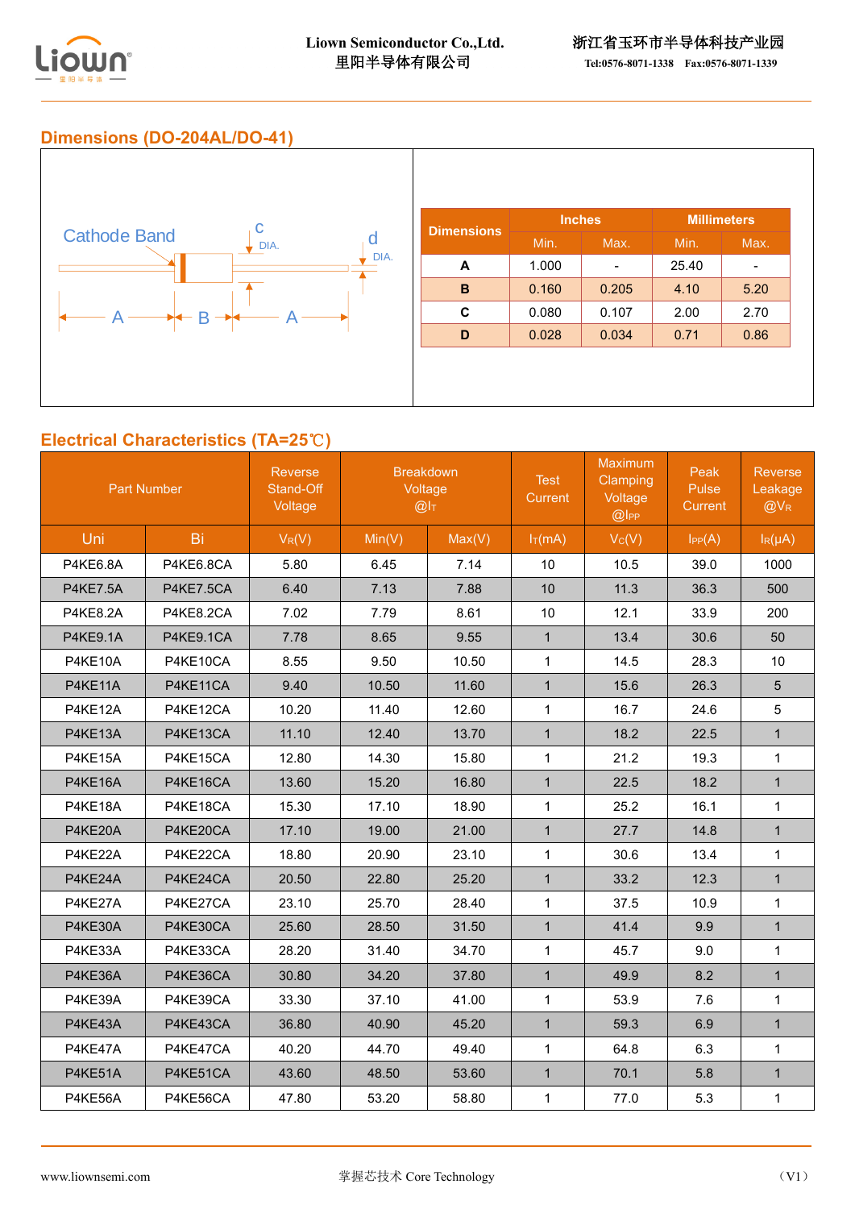## Dimensions (DO-204AL/DO-41)

Cathode Band

c DIA.

d DIA.

A B A

| Dimensions | Inches | | Millimeters | |
|---|---|---|---|---|
| | Min. | Max. | Min. | Max. |
| A | 1.000 | - | 25.40 | - |
| B | 0.160 | 0.205 | 4.10 | 5.20 |
| C | 0.080 | 0.107 | 2.00 | 2.70 |
| D | 0.028 | 0.034 | 0.71 | 0.86 |

## Electrical Characteristics (TA=25℃)

| Part Number | | Reverse Stand-Off Voltage | Breakdown Voltage @$I_T$ | | Test Current | Maximum Clamping Voltage @$I_{PP}$ | Peak Pulse Current | Reverse Leakage @$V_R$ |
|---|---|---|---|---|---|---|---|---|
| Uni | Bi | $V_R$(V) | Min(V) | Max(V) | $I_T$(mA) | $V_C$(V) | $I_{PP}$(A) | $I_R$(μA) |
| P4KE6.8A | P4KE6.8CA | 5.80 | 6.45 | 7.14 | 10 | 10.5 | 39.0 | 1000 |
| P4KE7.5A | P4KE7.5CA | 6.40 | 7.13 | 7.88 | 10 | 11.3 | 36.3 | 500 |
| P4KE8.2A | P4KE8.2CA | 7.02 | 7.79 | 8.61 | 10 | 12.1 | 33.9 | 200 |
| P4KE9.1A | P4KE9.1CA | 7.78 | 8.65 | 9.55 | 1 | 13.4 | 30.6 | 50 |
| P4KE10A | P4KE10CA | 8.55 | 9.50 | 10.50 | 1 | 14.5 | 28.3 | 10 |
| P4KE11A | P4KE11CA | 9.40 | 10.50 | 11.60 | 1 | 15.6 | 26.3 | 5 |
| P4KE12A | P4KE12CA | 10.20 | 11.40 | 12.60 | 1 | 16.7 | 24.6 | 5 |
| P4KE13A | P4KE13CA | 11.10 | 12.40 | 13.70 | 1 | 18.2 | 22.5 | 1 |
| P4KE15A | P4KE15CA | 12.80 | 14.30 | 15.80 | 1 | 21.2 | 19.3 | 1 |
| P4KE16A | P4KE16CA | 13.60 | 15.20 | 16.80 | 1 | 22.5 | 18.2 | 1 |
| P4KE18A | P4KE18CA | 15.30 | 17.10 | 18.90 | 1 | 25.2 | 16.1 | 1 |
| P4KE20A | P4KE20CA | 17.10 | 19.00 | 21.00 | 1 | 27.7 | 14.8 | 1 |
| P4KE22A | P4KE22CA | 18.80 | 20.90 | 23.10 | 1 | 30.6 | 13.4 | 1 |
| P4KE24A | P4KE24CA | 20.50 | 22.80 | 25.20 | 1 | 33.2 | 12.3 | 1 |
| P4KE27A | P4KE27CA | 23.10 | 25.70 | 28.40 | 1 | 37.5 | 10.9 | 1 |
| P4KE30A | P4KE30CA | 25.60 | 28.50 | 31.50 | 1 | 41.4 | 9.9 | 1 |
| P4KE33A | P4KE33CA | 28.20 | 31.40 | 34.70 | 1 | 45.7 | 9.0 | 1 |
| P4KE36A | P4KE36CA | 30.80 | 34.20 | 37.80 | 1 | 49.9 | 8.2 | 1 |
| P4KE39A | P4KE39CA | 33.30 | 37.10 | 41.00 | 1 | 53.9 | 7.6 | 1 |
| P4KE43A | P4KE43CA | 36.80 | 40.90 | 45.20 | 1 | 59.3 | 6.9 | 1 |
| P4KE47A | P4KE47CA | 40.20 | 44.70 | 49.40 | 1 | 64.8 | 6.3 | 1 |
| P4KE51A | P4KE51CA | 43.60 | 48.50 | 53.60 | 1 | 70.1 | 5.8 | 1 |
| P4KE56A | P4KE56CA | 47.80 | 53.20 | 58.80 | 1 | 77.0 | 5.3 | 1 |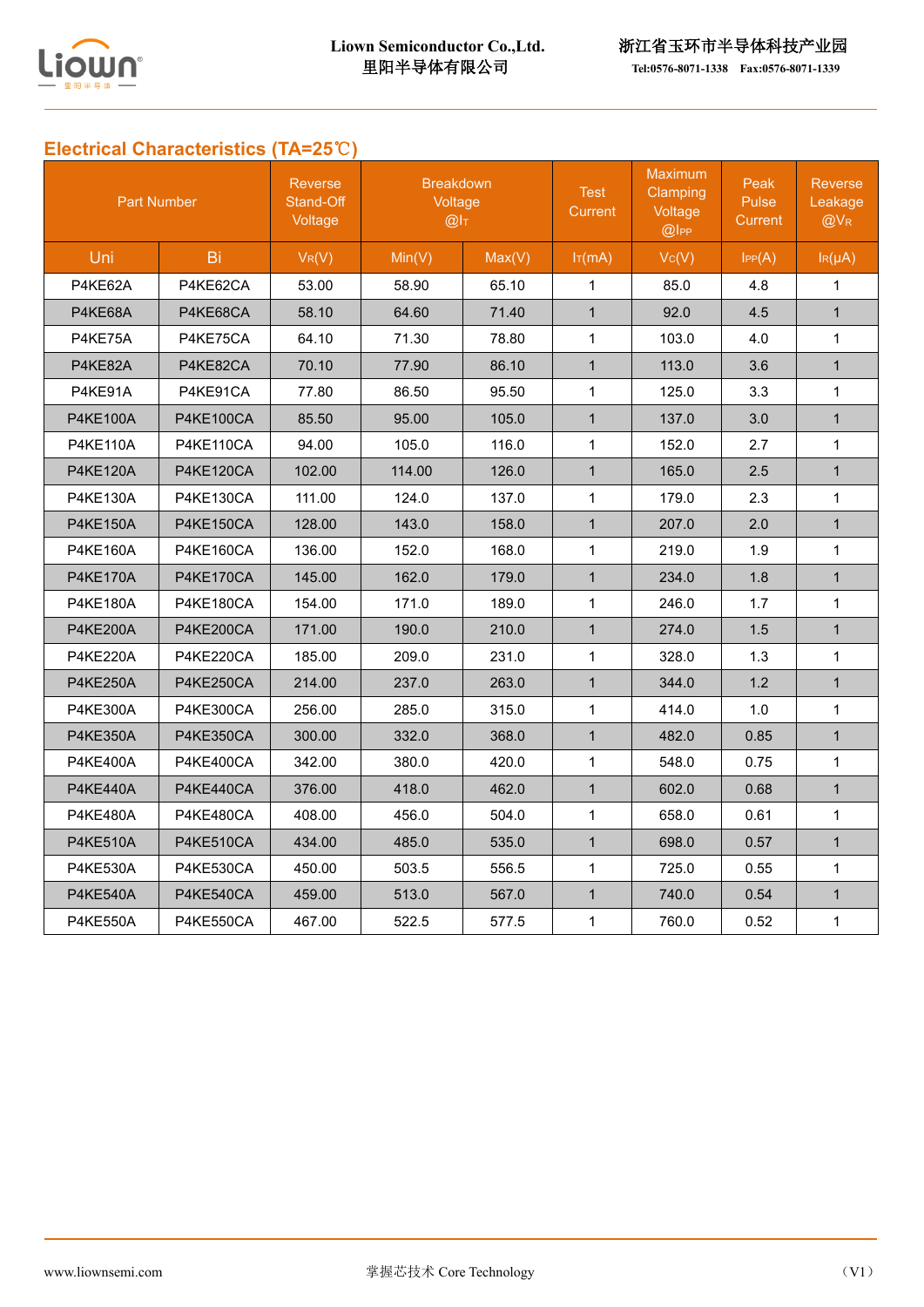## Electrical Characteristics (TA=25℃)

| Part Number | | Reverse Stand-Off Voltage | Breakdown Voltage @$I_T$ | | Test Current | Maximum Clamping Voltage @$I_{PP}$ | Peak Pulse Current | Reverse Leakage @$V_R$ |
|---|---|---|---|---|---|---|---|---|
| Uni | Bi | $V_R$(V) | Min(V) | Max(V) | $I_T$(mA) | $V_C$(V) | $I_{PP}$(A) | $I_R$(μA) |
| P4KE62A | P4KE62CA | 53.00 | 58.90 | 65.10 | 1 | 85.0 | 4.8 | 1 |
| P4KE68A | P4KE68CA | 58.10 | 64.60 | 71.40 | 1 | 92.0 | 4.5 | 1 |
| P4KE75A | P4KE75CA | 64.10 | 71.30 | 78.80 | 1 | 103.0 | 4.0 | 1 |
| P4KE82A | P4KE82CA | 70.10 | 77.90 | 86.10 | 1 | 113.0 | 3.6 | 1 |
| P4KE91A | P4KE91CA | 77.80 | 86.50 | 95.50 | 1 | 125.0 | 3.3 | 1 |
| P4KE100A | P4KE100CA | 85.50 | 95.00 | 105.0 | 1 | 137.0 | 3.0 | 1 |
| P4KE110A | P4KE110CA | 94.00 | 105.0 | 116.0 | 1 | 152.0 | 2.7 | 1 |
| P4KE120A | P4KE120CA | 102.00 | 114.00 | 126.0 | 1 | 165.0 | 2.5 | 1 |
| P4KE130A | P4KE130CA | 111.00 | 124.0 | 137.0 | 1 | 179.0 | 2.3 | 1 |
| P4KE150A | P4KE150CA | 128.00 | 143.0 | 158.0 | 1 | 207.0 | 2.0 | 1 |
| P4KE160A | P4KE160CA | 136.00 | 152.0 | 168.0 | 1 | 219.0 | 1.9 | 1 |
| P4KE170A | P4KE170CA | 145.00 | 162.0 | 179.0 | 1 | 234.0 | 1.8 | 1 |
| P4KE180A | P4KE180CA | 154.00 | 171.0 | 189.0 | 1 | 246.0 | 1.7 | 1 |
| P4KE200A | P4KE200CA | 171.00 | 190.0 | 210.0 | 1 | 274.0 | 1.5 | 1 |
| P4KE220A | P4KE220CA | 185.00 | 209.0 | 231.0 | 1 | 328.0 | 1.3 | 1 |
| P4KE250A | P4KE250CA | 214.00 | 237.0 | 263.0 | 1 | 344.0 | 1.2 | 1 |
| P4KE300A | P4KE300CA | 256.00 | 285.0 | 315.0 | 1 | 414.0 | 1.0 | 1 |
| P4KE350A | P4KE350CA | 300.00 | 332.0 | 368.0 | 1 | 482.0 | 0.85 | 1 |
| P4KE400A | P4KE400CA | 342.00 | 380.0 | 420.0 | 1 | 548.0 | 0.75 | 1 |
| P4KE440A | P4KE440CA | 376.00 | 418.0 | 462.0 | 1 | 602.0 | 0.68 | 1 |
| P4KE480A | P4KE480CA | 408.00 | 456.0 | 504.0 | 1 | 658.0 | 0.61 | 1 |
| P4KE510A | P4KE510CA | 434.00 | 485.0 | 535.0 | 1 | 698.0 | 0.57 | 1 |
| P4KE530A | P4KE530CA | 450.00 | 503.5 | 556.5 | 1 | 725.0 | 0.55 | 1 |
| P4KE540A | P4KE540CA | 459.00 | 513.0 | 567.0 | 1 | 740.0 | 0.54 | 1 |
| P4KE550A | P4KE550CA | 467.00 | 522.5 | 577.5 | 1 | 760.0 | 0.52 | 1 |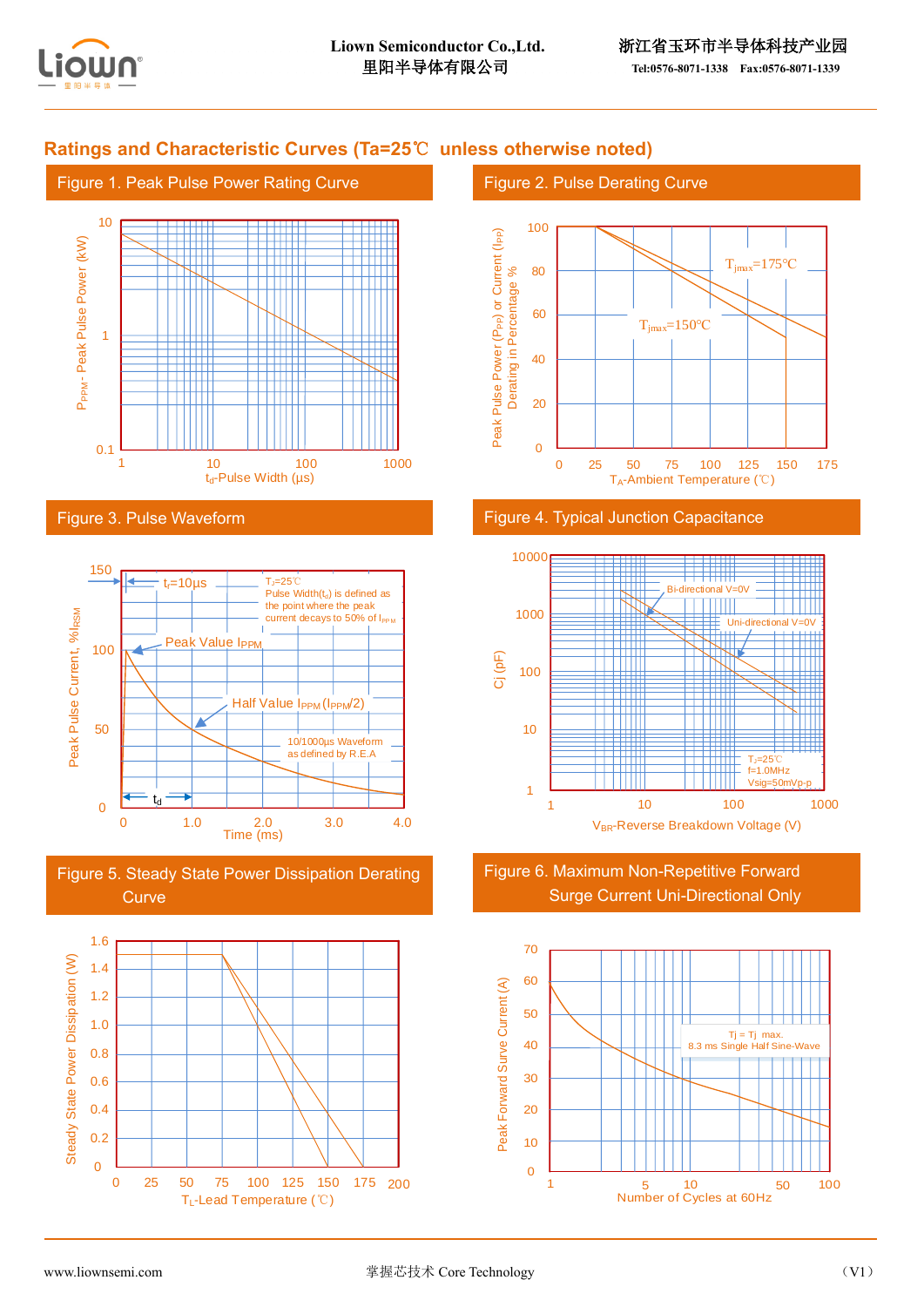## Ratings and Characteristic Curves (Ta=25℃ unless otherwise noted)

### Figure 1. Peak Pulse Power Rating Curve

$P_{PPM}$ - Peak Pulse Power (kW)

10
1
0.1

1 10 100 1000

$t_d$-Pulse Width (μs)

### Figure 2. Pulse Derating Curve

Peak Pulse Power ($P_{PP}$) or Current ($I_{PP}$) Derating in Percentage %

100
80
60
40
20
0

0 25 50 75 100 125 150 175

$T_A$-Ambient Temperature (℃)

$T_{jmax}$=175℃

$T_{jmax}$=150℃

### Figure 3. Pulse Waveform

Peak Pulse Current, $\%I_{RSM}$

150
100
50
0

0 1.0 2.0 3.0 4.0

Time (ms)

$t_r$=10μs

$T_J$=25℃
Pulse Width($t_d$) is defined as the point where the peak current decays to 50% of $I_{PPM}$

Peak Value $I_{PPM}$

Half Value $I_{PPM}$ ($I_{PPM}$/2)

10/1000μs Waveform as defined by R.E.A

$t_d$

### Figure 4. Typical Junction Capacitance

Cj (pF)

10000
1000
100
10
1

1 10 100 1000

$V_{BR}$-Reverse Breakdown Voltage (V)

Bi-directional V=0V

Uni-directional V=0V

$T_J$=25℃
f=1.0MHz
Vsig=50mVp-p

### Figure 5. Steady State Power Dissipation Derating Curve

Steady State Power Dissipation (W)

1.6
1.4
1.2
1.0
0.8
0.6
0.4
0.2
0

0 25 50 75 100 125 150 175 200

$T_L$-Lead Temperature (℃)

### Figure 6. Maximum Non-Repetitive Forward Surge Current Uni-Directional Only

Peak Forward Surve Current (A)

70
60
50
40
30
20
10
0

1 5 10 50 100

Number of Cycles at 60Hz

Tj = Tj max.
8.3 ms Single Half Sine-Wave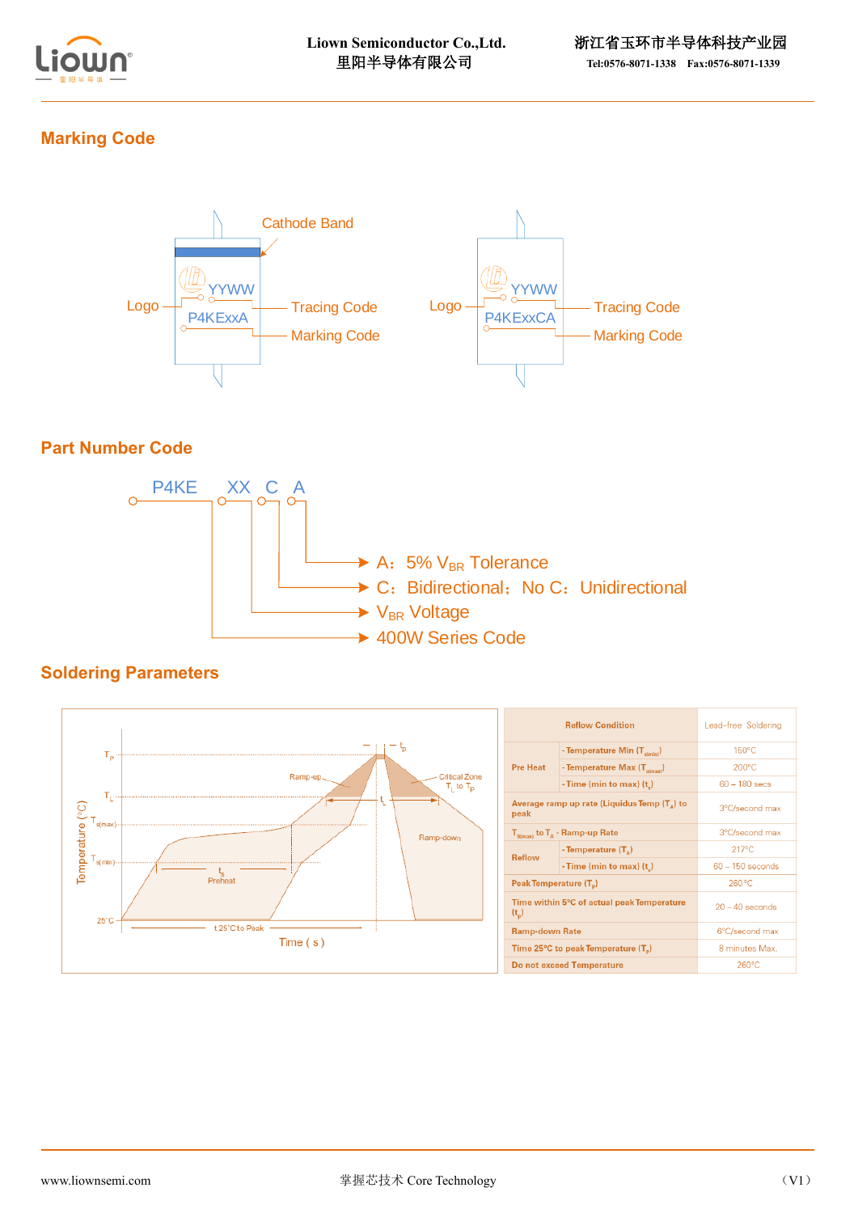## Marking Code

Cathode Band

Logo — YYWW — Tracing Code
P4KExxA — Marking Code

Logo — YYWW — Tracing Code
P4KExxCA — Marking Code

## Part Number Code

P4KE XX C A

- A：5% $V_{BR}$ Tolerance
- C：Bidirectional；No C：Unidirectional
- $V_{BR}$ Voltage
- 400W Series Code

## Soldering Parameters

| Reflow Condition | | Lead-free Soldering |
|---|---|---|
| Pre Heat | - Temperature Min ($T_{s(min)}$) | 150°C |
| | - Temperature Max ($T_{s(max)}$) | 200°C |
| | - Time (min to max) ($t_s$) | 60 – 180 secs |
| Average ramp up rate (Liquidus Temp ($T_A$) to peak | | 3°C/second max |
| $T_{S(max)}$ to $T_A$ - Ramp-up Rate | | 3°C/second max |
| Reflow | - Temperature ($T_A$) | 217°C |
| | - Time (min to max) ($t_s$) | 60 – 150 seconds |
| Peak Temperature ($T_P$) | | 260°C |
| Time within 5°C of actual peak Temperature ($t_p$) | | 20 – 40 seconds |
| Ramp-down Rate | | 6°C/second max |
| Time 25°C to peak Temperature ($T_P$) | | 8 minutes Max. |
| Do not exceed Temperature | | 260°C |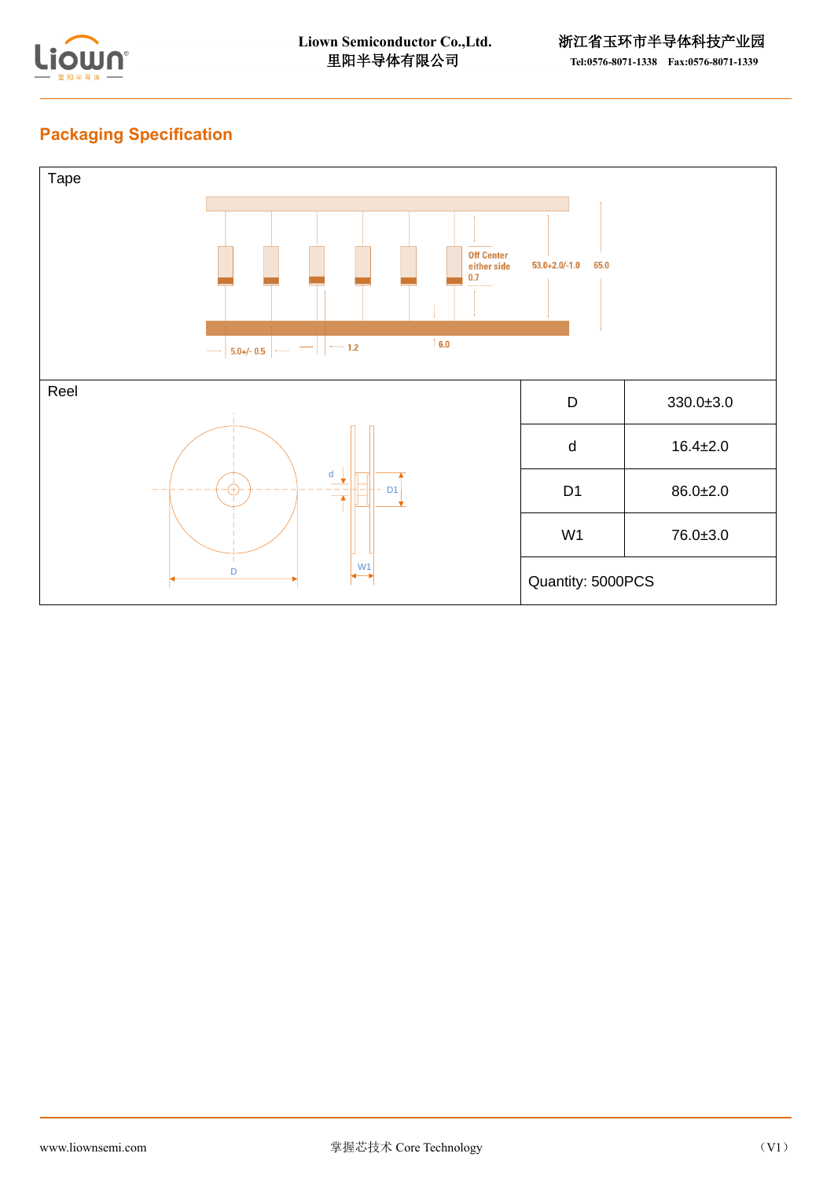## Packaging Specification

**Tape**

Off Center either side 0.7

53.0+2.0/-1.0

65.0

5.0+/- 0.5

1.2

6.0

**Reel**

d

D1

D

W1

| | |
|---|---|
| D | 330.0±3.0 |
| d | 16.4±2.0 |
| D1 | 86.0±2.0 |
| W1 | 76.0±3.0 |

Quantity: 5000PCS